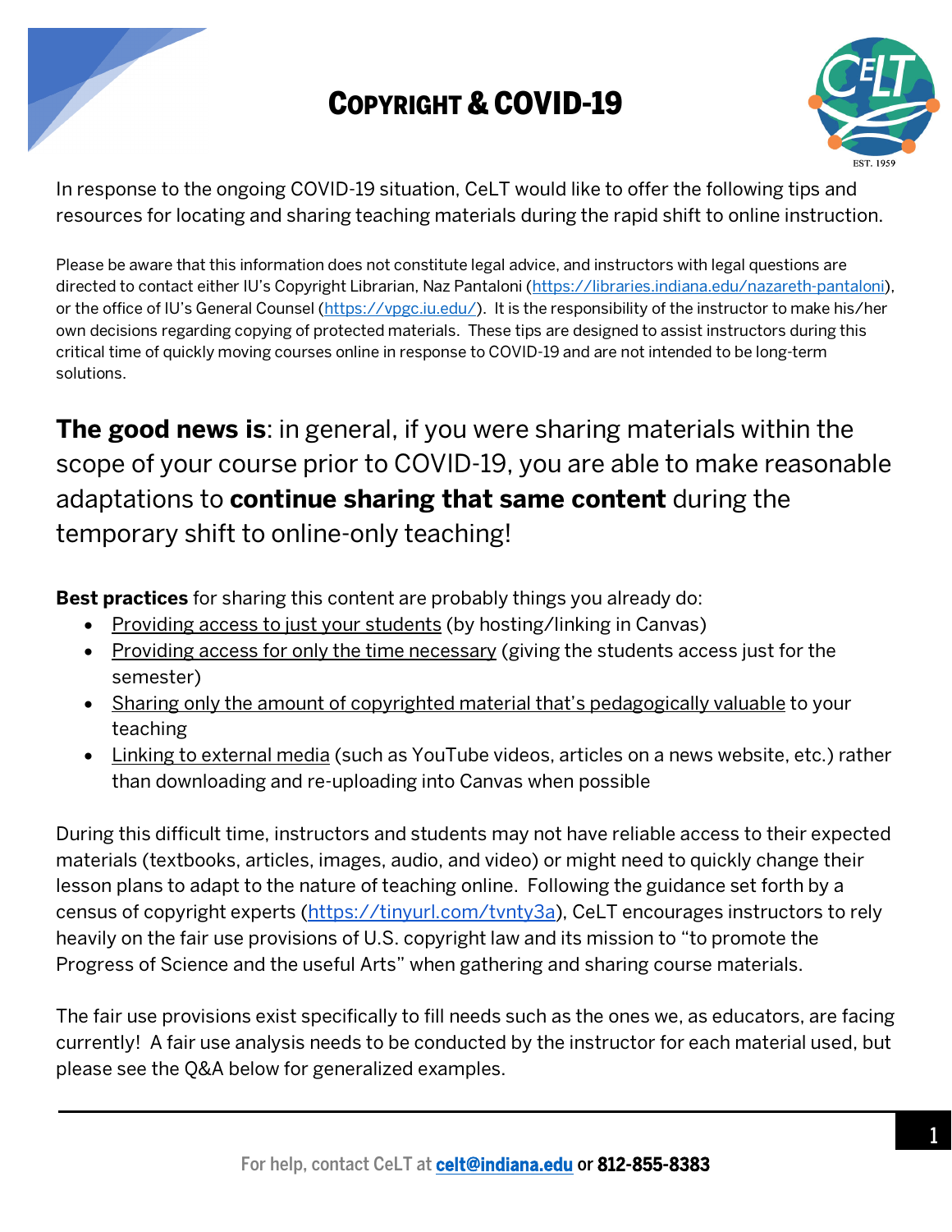# COPYRIGHT & COVID-19

In response to the ongoing COVID-19 situation, CeLT would like to offer the following tips and resources for locating and sharing teaching materials during the rapid shift to online instruction.

Please be aware that this information does not constitute legal advice, and instructors with legal questions are directed to contact either IU's Copyright Librarian, Naz Pantaloni (https://libraries.indiana.edu/nazareth-pantaloni), or the office of IU's General Counsel (https://vpgc.iu.edu/). It is the responsibility of the instructor to make his/her own decisions regarding copying of protected materials. These tips are designed to assist instructors during this critical time of quickly moving courses online in response to COVID-19 and are not intended to be long-term solutions.

**The good news is**: in general, if you were sharing materials within the scope of your course prior to COVID-19, you are able to make reasonable adaptations to **continue sharing that same content** during the temporary shift to online-only teaching!

**Best practices** for sharing this content are probably things you already do:

- Providing access to just your students (by hosting/linking in Canvas)
- Providing access for only the time necessary (giving the students access just for the semester)
- Sharing only the amount of copyrighted material that's pedagogically valuable to your teaching
- Linking to external media (such as YouTube videos, articles on a news website, etc.) rather than downloading and re-uploading into Canvas when possible

During this difficult time, instructors and students may not have reliable access to their expected materials (textbooks, articles, images, audio, and video) or might need to quickly change their lesson plans to adapt to the nature of teaching online. Following the guidance set forth by a census of copyright experts (https://tinyurl.com/tvnty3a), CeLT encourages instructors to rely heavily on the fair use provisions of U.S. copyright law and its mission to "to promote the Progress of Science and the useful Arts" when gathering and sharing course materials.

The fair use provisions exist specifically to fill needs such as the ones we, as educators, are facing currently! A fair use analysis needs to be conducted by the instructor for each material used, but please see the Q&A below for generalized examples.

For help, contact CeLT at **celt@indiana.edu** or **812-855-8383**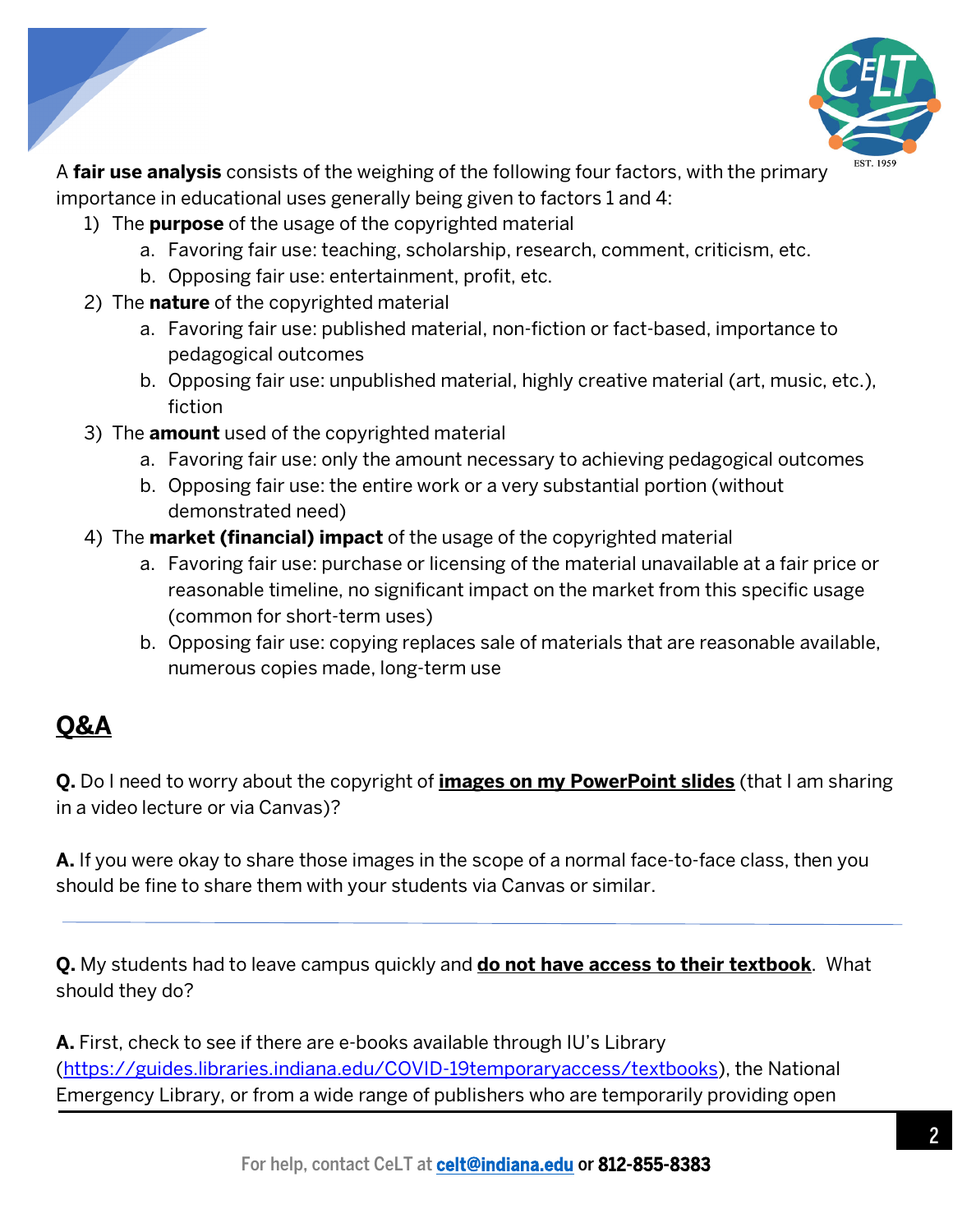A **fair use analysis** consists of the weighing of the following four factors, with the primary importance in educational uses generally being given to factors 1 and 4:

1) The **purpose** of the usage of the copyrighted material
    a. Favoring fair use: teaching, scholarship, research, comment, criticism, etc.
    b. Opposing fair use: entertainment, profit, etc.
2) The **nature** of the copyrighted material
    a. Favoring fair use: published material, non-fiction or fact-based, importance to pedagogical outcomes
    b. Opposing fair use: unpublished material, highly creative material (art, music, etc.), fiction
3) The **amount** used of the copyrighted material
    a. Favoring fair use: only the amount necessary to achieving pedagogical outcomes
    b. Opposing fair use: the entire work or a very substantial portion (without demonstrated need)
4) The **market (financial) impact** of the usage of the copyrighted material
    a. Favoring fair use: purchase or licensing of the material unavailable at a fair price or reasonable timeline, no significant impact on the market from this specific usage (common for short-term uses)
    b. Opposing fair use: copying replaces sale of materials that are reasonable available, numerous copies made, long-term use

## Q&A

**Q.** Do I need to worry about the copyright of **images on my PowerPoint slides** (that I am sharing in a video lecture or via Canvas)?

**A.** If you were okay to share those images in the scope of a normal face-to-face class, then you should be fine to share them with your students via Canvas or similar.

---

**Q.** My students had to leave campus quickly and **do not have access to their textbook**. What should they do?

**A.** First, check to see if there are e-books available through IU's Library (https://guides.libraries.indiana.edu/COVID-19temporaryaccess/textbooks), the National Emergency Library, or from a wide range of publishers who are temporarily providing open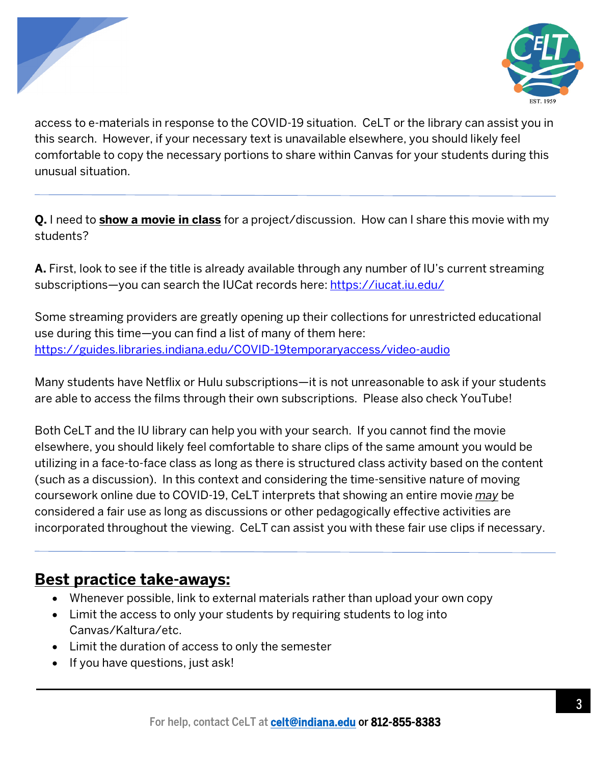access to e-materials in response to the COVID-19 situation. CeLT or the library can assist you in this search. However, if your necessary text is unavailable elsewhere, you should likely feel comfortable to copy the necessary portions to share within Canvas for your students during this unusual situation.

---

**Q.** I need to **show a movie in class** for a project/discussion. How can I share this movie with my students?

**A.** First, look to see if the title is already available through any number of IU's current streaming subscriptions—you can search the IUCat records here: https://iucat.iu.edu/

Some streaming providers are greatly opening up their collections for unrestricted educational use during this time—you can find a list of many of them here: https://guides.libraries.indiana.edu/COVID-19temporaryaccess/video-audio

Many students have Netflix or Hulu subscriptions—it is not unreasonable to ask if your students are able to access the films through their own subscriptions. Please also check YouTube!

Both CeLT and the IU library can help you with your search. If you cannot find the movie elsewhere, you should likely feel comfortable to share clips of the same amount you would be utilizing in a face-to-face class as long as there is structured class activity based on the content (such as a discussion). In this context and considering the time-sensitive nature of moving coursework online due to COVID-19, CeLT interprets that showing an entire movie *may* be considered a fair use as long as discussions or other pedagogically effective activities are incorporated throughout the viewing. CeLT can assist you with these fair use clips if necessary.

---

## Best practice take-aways:

- Whenever possible, link to external materials rather than upload your own copy
- Limit the access to only your students by requiring students to log into Canvas/Kaltura/etc.
- Limit the duration of access to only the semester
- If you have questions, just ask!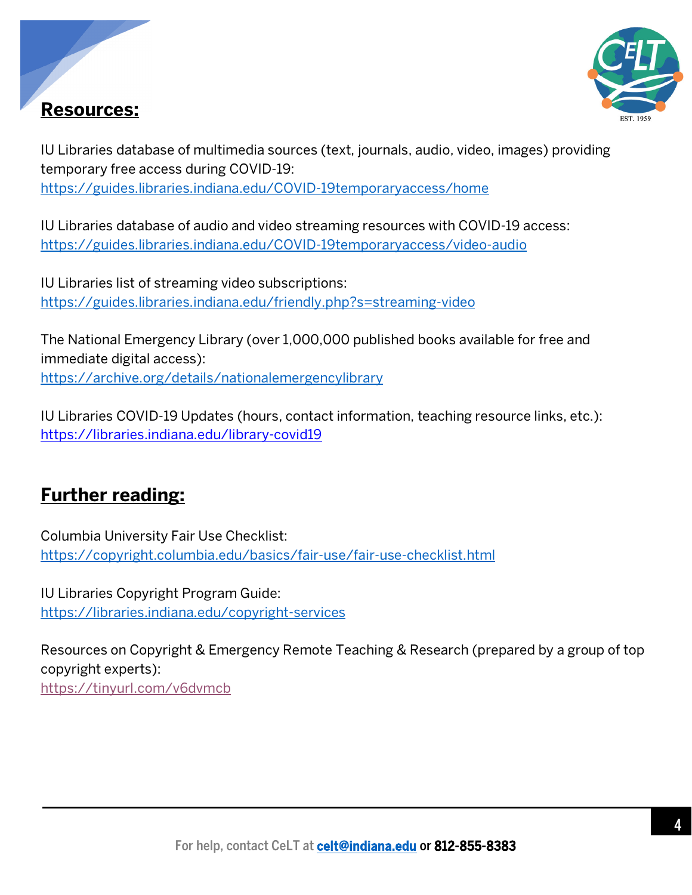## Resources:

IU Libraries database of multimedia sources (text, journals, audio, video, images) providing temporary free access during COVID-19:
https://guides.libraries.indiana.edu/COVID-19temporaryaccess/home

IU Libraries database of audio and video streaming resources with COVID-19 access:
https://guides.libraries.indiana.edu/COVID-19temporaryaccess/video-audio

IU Libraries list of streaming video subscriptions:
https://guides.libraries.indiana.edu/friendly.php?s=streaming-video

The National Emergency Library (over 1,000,000 published books available for free and immediate digital access):
https://archive.org/details/nationalemergencylibrary

IU Libraries COVID-19 Updates (hours, contact information, teaching resource links, etc.):
https://libraries.indiana.edu/library-covid19

## Further reading:

Columbia University Fair Use Checklist:
https://copyright.columbia.edu/basics/fair-use/fair-use-checklist.html

IU Libraries Copyright Program Guide:
https://libraries.indiana.edu/copyright-services

Resources on Copyright & Emergency Remote Teaching & Research (prepared by a group of top copyright experts):
https://tinyurl.com/v6dvmcb

For help, contact CeLT at **celt@indiana.edu** or **812-855-8383**